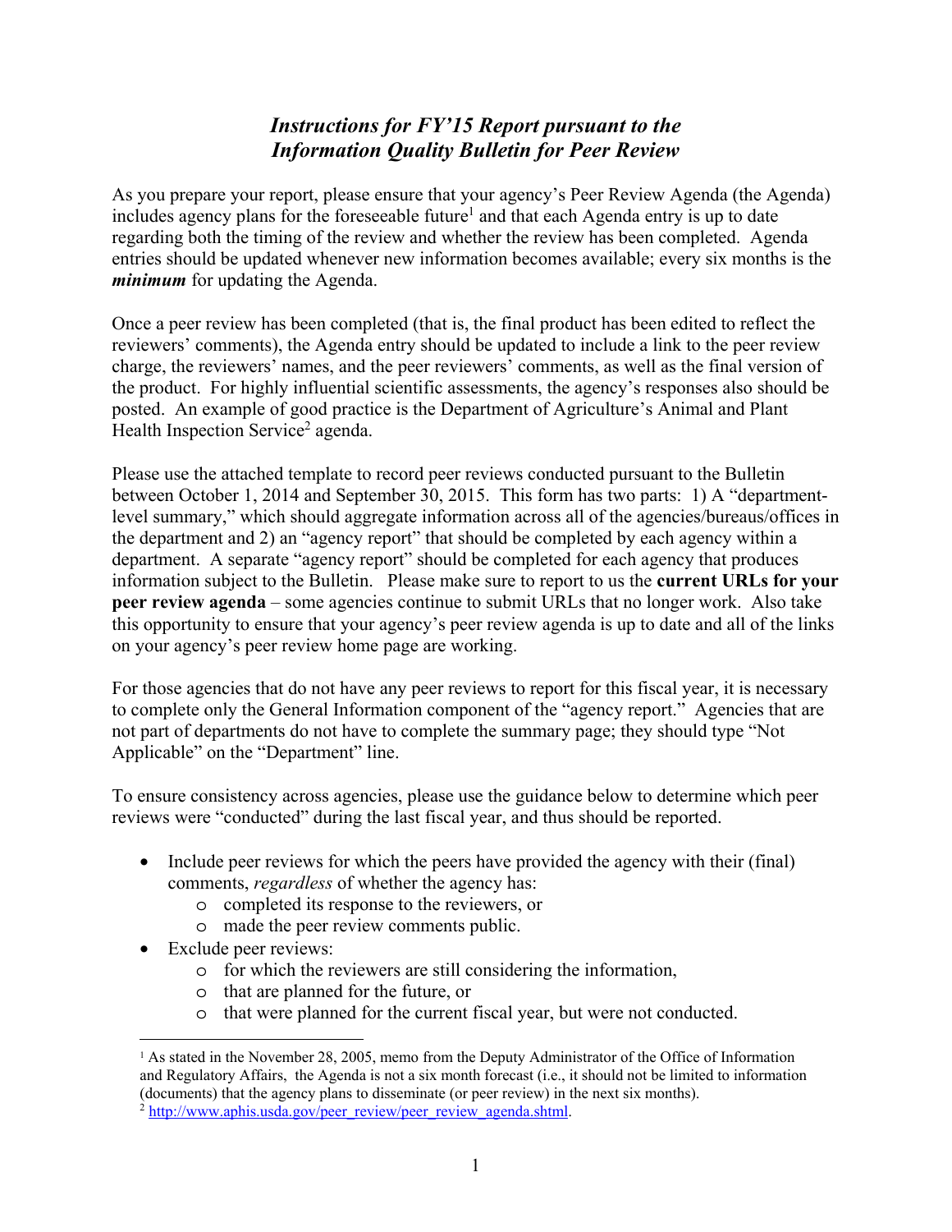# *Instructions for FY'15 Report pursuant to the Information Quality Bulletin for Peer Review*

As you prepare your report, please ensure that your agency's Peer Review Agenda (the Agenda) includes agency plans for the foreseeable future[1] and that each Agenda entry is up to date regarding both the timing of the review and whether the review has been completed. Agenda entries should be updated whenever new information becomes available; every six months is the ***minimum*** for updating the Agenda.

Once a peer review has been completed (that is, the final product has been edited to reflect the reviewers' comments), the Agenda entry should be updated to include a link to the peer review charge, the reviewers' names, and the peer reviewers' comments, as well as the final version of the product. For highly influential scientific assessments, the agency's responses also should be posted. An example of good practice is the Department of Agriculture's Animal and Plant Health Inspection Service[2] agenda.

Please use the attached template to record peer reviews conducted pursuant to the Bulletin between October 1, 2014 and September 30, 2015. This form has two parts: 1) A "department-level summary," which should aggregate information across all of the agencies/bureaus/offices in the department and 2) an "agency report" that should be completed by each agency within a department. A separate "agency report" should be completed for each agency that produces information subject to the Bulletin. Please make sure to report to us the **current URLs for your peer review agenda** – some agencies continue to submit URLs that no longer work. Also take this opportunity to ensure that your agency's peer review agenda is up to date and all of the links on your agency's peer review home page are working.

For those agencies that do not have any peer reviews to report for this fiscal year, it is necessary to complete only the General Information component of the "agency report." Agencies that are not part of departments do not have to complete the summary page; they should type "Not Applicable" on the "Department" line.

To ensure consistency across agencies, please use the guidance below to determine which peer reviews were "conducted" during the last fiscal year, and thus should be reported.

- Include peer reviews for which the peers have provided the agency with their (final) comments, *regardless* of whether the agency has:
  - completed its response to the reviewers, or
  - made the peer review comments public.
- Exclude peer reviews:
  - for which the reviewers are still considering the information,
  - that are planned for the future, or
  - that were planned for the current fiscal year, but were not conducted.

---

[1] As stated in the November 28, 2005, memo from the Deputy Administrator of the Office of Information and Regulatory Affairs, the Agenda is not a six month forecast (i.e., it should not be limited to information (documents) that the agency plans to disseminate (or peer review) in the next six months).

[2] http://www.aphis.usda.gov/peer_review/peer_review_agenda.shtml.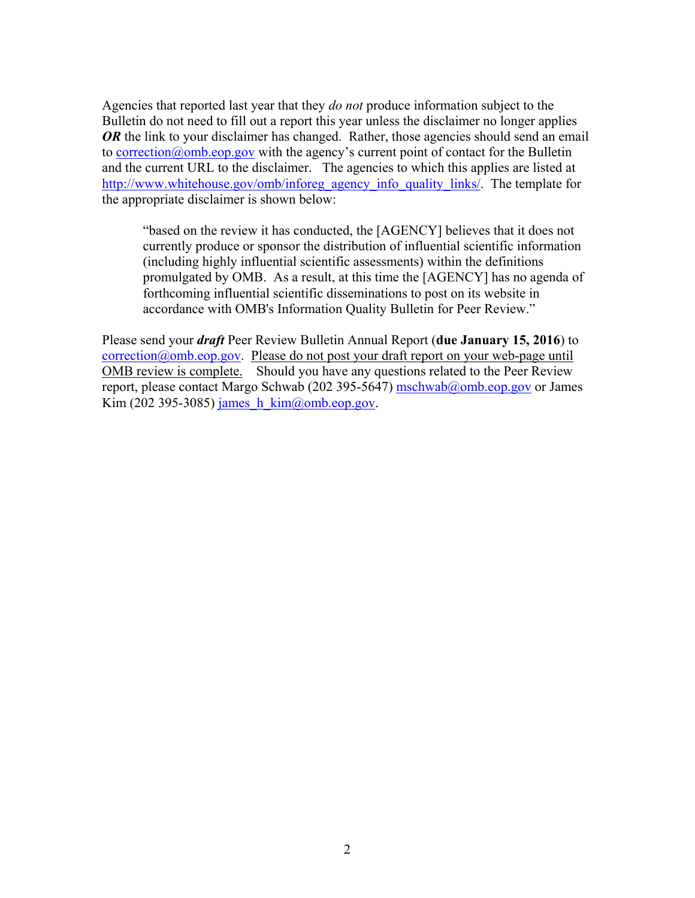Agencies that reported last year that they *do not* produce information subject to the Bulletin do not need to fill out a report this year unless the disclaimer no longer applies ***OR*** the link to your disclaimer has changed. Rather, those agencies should send an email to correction@omb.eop.gov with the agency's current point of contact for the Bulletin and the current URL to the disclaimer. The agencies to which this applies are listed at http://www.whitehouse.gov/omb/inforeg_agency_info_quality_links/. The template for the appropriate disclaimer is shown below:

> "based on the review it has conducted, the [AGENCY] believes that it does not currently produce or sponsor the distribution of influential scientific information (including highly influential scientific assessments) within the definitions promulgated by OMB. As a result, at this time the [AGENCY] has no agenda of forthcoming influential scientific disseminations to post on its website in accordance with OMB's Information Quality Bulletin for Peer Review."

Please send your ***draft*** Peer Review Bulletin Annual Report (**due January 15, 2016**) to correction@omb.eop.gov. Please do not post your draft report on your web-page until OMB review is complete. Should you have any questions related to the Peer Review report, please contact Margo Schwab (202 395-5647) mschwab@omb.eop.gov or James Kim (202 395-3085) james_h_kim@omb.eop.gov.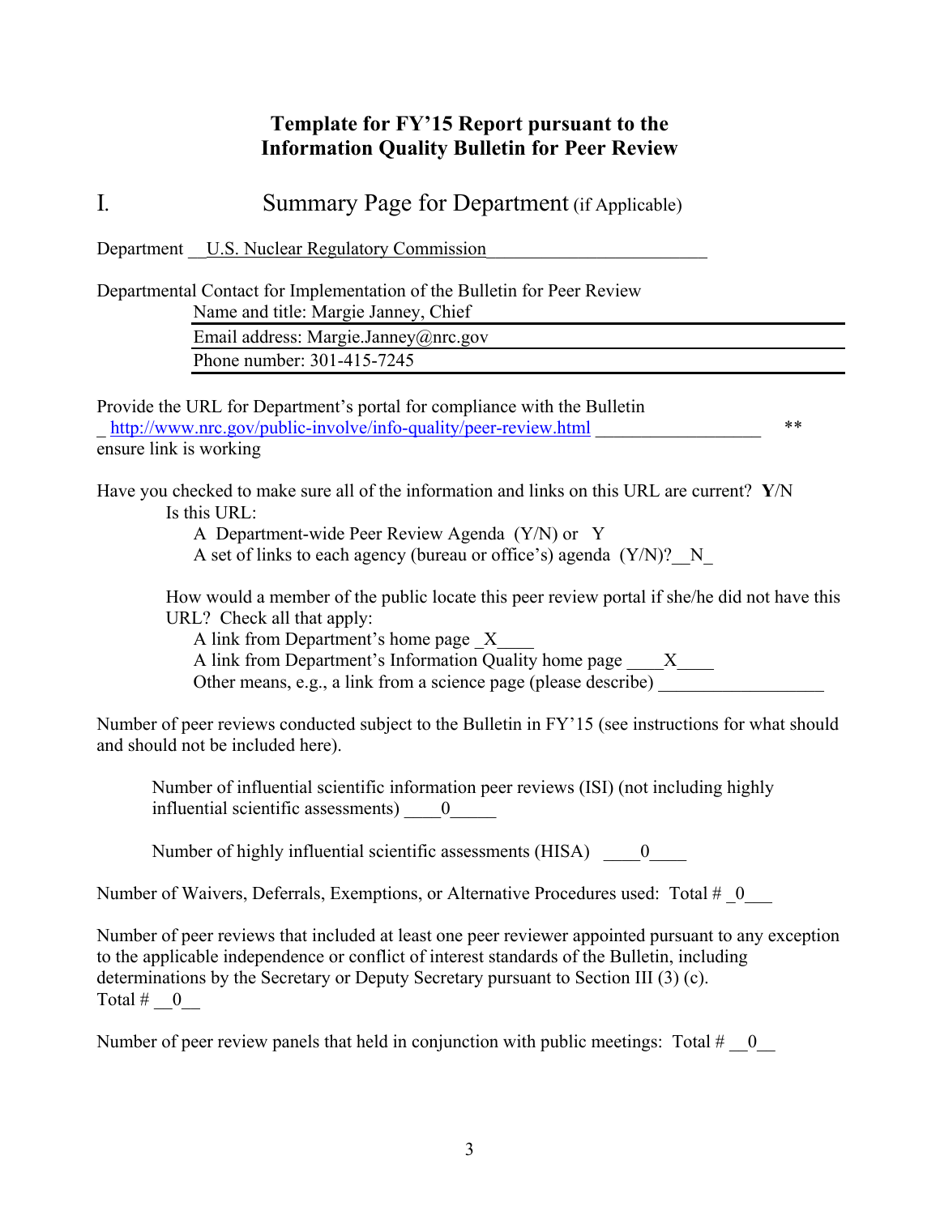# Template for FY'15 Report pursuant to the Information Quality Bulletin for Peer Review

## I. Summary Page for Department (if Applicable)

Department __U.S. Nuclear Regulatory Commission________________________

Departmental Contact for Implementation of the Bulletin for Peer Review

Name and title: Margie Janney, Chief

Email address: Margie.Janney@nrc.gov

Phone number: 301-415-7245

Provide the URL for Department's portal for compliance with the Bulletin
_ http://www.nrc.gov/public-involve/info-quality/peer-review.html __________________ ** ensure link is working

Have you checked to make sure all of the information and links on this URL are current? **Y**/N

Is this URL:

A Department-wide Peer Review Agenda (Y/N) or Y

A set of links to each agency (bureau or office's) agenda (Y/N)?__N_

How would a member of the public locate this peer review portal if she/he did not have this URL? Check all that apply:

A link from Department's home page _X____

A link from Department's Information Quality home page ____X____

Other means, e.g., a link from a science page (please describe) __________________

Number of peer reviews conducted subject to the Bulletin in FY'15 (see instructions for what should and should not be included here).

Number of influential scientific information peer reviews (ISI) (not including highly influential scientific assessments) ____0_____

Number of highly influential scientific assessments (HISA) ____0____

Number of Waivers, Deferrals, Exemptions, or Alternative Procedures used: Total # _0___

Number of peer reviews that included at least one peer reviewer appointed pursuant to any exception to the applicable independence or conflict of interest standards of the Bulletin, including determinations by the Secretary or Deputy Secretary pursuant to Section III (3) (c).
Total # __0__

Number of peer review panels that held in conjunction with public meetings: Total # __0__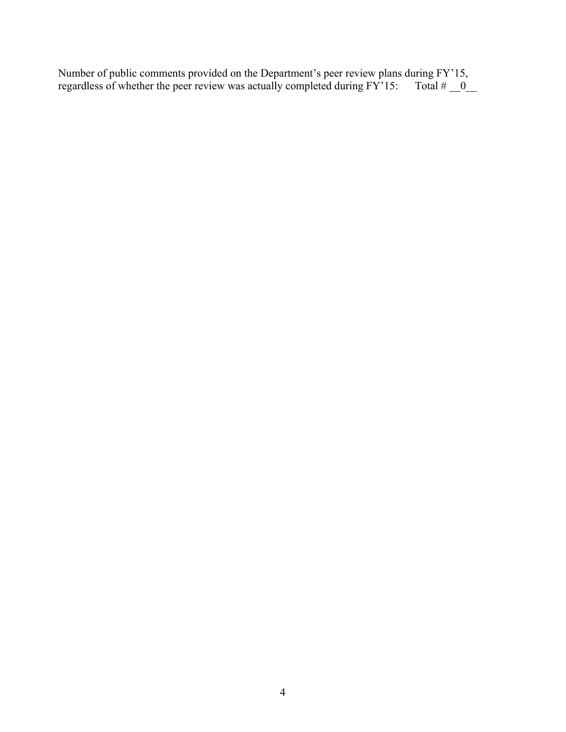Number of public comments provided on the Department's peer review plans during FY'15, regardless of whether the peer review was actually completed during FY'15: Total # __0__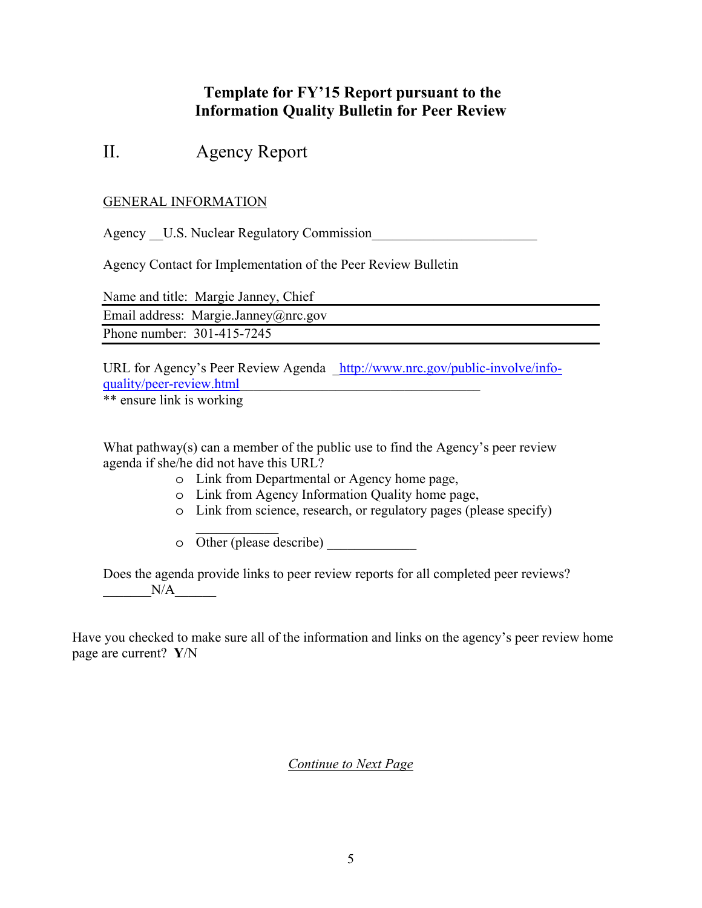# Template for FY'15 Report pursuant to the Information Quality Bulletin for Peer Review

## II. Agency Report

GENERAL INFORMATION

Agency __U.S. Nuclear Regulatory Commission________________________

Agency Contact for Implementation of the Peer Review Bulletin

Name and title: Margie Janney, Chief

Email address: Margie.Janney@nrc.gov

Phone number: 301-415-7245

URL for Agency's Peer Review Agenda _http://www.nrc.gov/public-involve/info-quality/peer-review.html_____________________________________

** ensure link is working

What pathway(s) can a member of the public use to find the Agency's peer review agenda if she/he did not have this URL?

- Link from Departmental or Agency home page,
- Link from Agency Information Quality home page,
- Link from science, research, or regulatory pages (please specify) ____________
- Other (please describe) _____________

Does the agenda provide links to peer review reports for all completed peer reviews? _______N/A______

Have you checked to make sure all of the information and links on the agency's peer review home page are current? **Y**/N

*Continue to Next Page*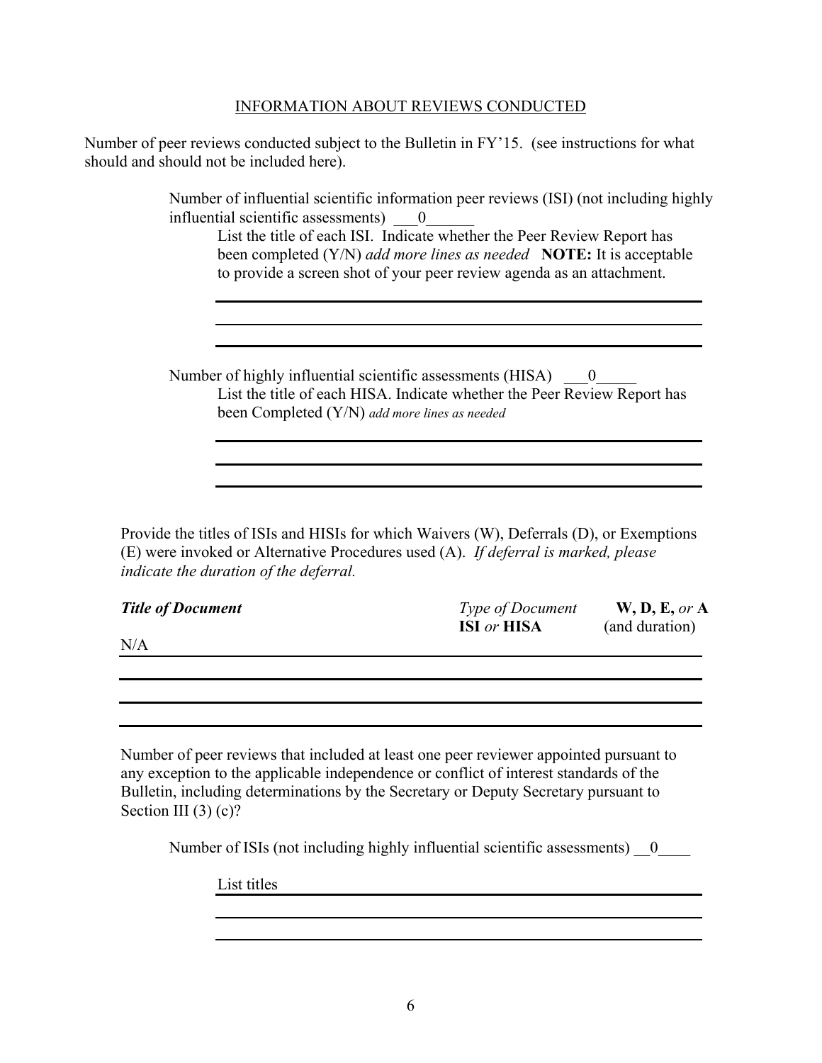## INFORMATION ABOUT REVIEWS CONDUCTED

Number of peer reviews conducted subject to the Bulletin in FY'15. (see instructions for what should and should not be included here).

> Number of influential scientific information peer reviews (ISI) (not including highly influential scientific assessments) ___0______
>
> > List the title of each ISI. Indicate whether the Peer Review Report has been completed (Y/N) *add more lines as needed* **NOTE:** It is acceptable to provide a screen shot of your peer review agenda as an attachment.
> >
> > ______________________________________________
> >
> > ______________________________________________
> >
> > ______________________________________________
>
> Number of highly influential scientific assessments (HISA) ___0_____
>
> > List the title of each HISA. Indicate whether the Peer Review Report has been Completed (Y/N) *add more lines as needed*
> >
> > ______________________________________________
> >
> > ______________________________________________
> >
> > ______________________________________________

Provide the titles of ISIs and HISIs for which Waivers (W), Deferrals (D), or Exemptions (E) were invoked or Alternative Procedures used (A). *If deferral is marked, please indicate the duration of the deferral.*

| ***Title of Document*** | *Type of Document* **ISI** *or* **HISA** | **W, D, E,** *or* **A** (and duration) |
|---|---|---|
| N/A | | |
| | | |
| | | |
| | | |

Number of peer reviews that included at least one peer reviewer appointed pursuant to any exception to the applicable independence or conflict of interest standards of the Bulletin, including determinations by the Secretary or Deputy Secretary pursuant to Section III (3) (c)?

> Number of ISIs (not including highly influential scientific assessments) __0____
>
> > List titles ______________________________________________
> >
> > ______________________________________________
> >
> > ______________________________________________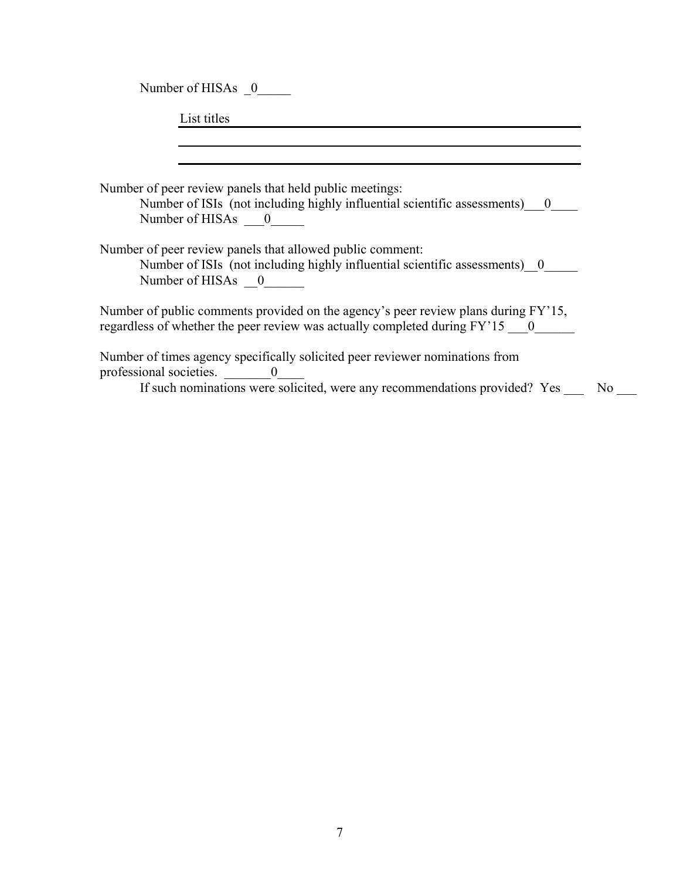Number of HISAs _0_____

List titles ______________________________________________

______________________________________________

______________________________________________

Number of peer review panels that held public meetings:

Number of ISIs (not including highly influential scientific assessments)___0____

Number of HISAs ___0_____

Number of peer review panels that allowed public comment:

Number of ISIs (not including highly influential scientific assessments)__0_____

Number of HISAs __0______

Number of public comments provided on the agency's peer review plans during FY'15, regardless of whether the peer review was actually completed during FY'15 ___0______

Number of times agency specifically solicited peer reviewer nominations from professional societies. _______0____

If such nominations were solicited, were any recommendations provided? Yes ___ No ___